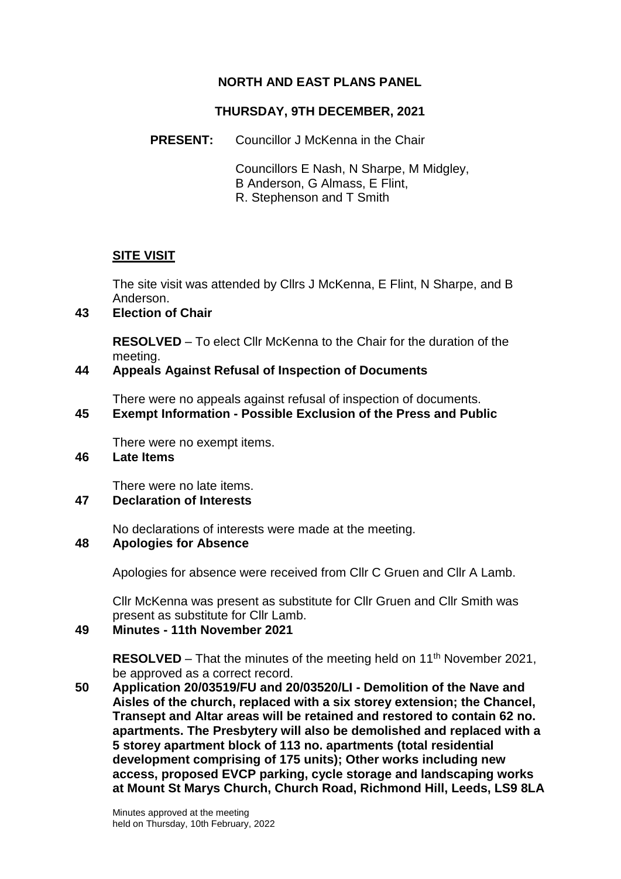# NORTH AND EAST PLANS PANEL

## THURSDAY, 9TH DECEMBER, 2021

**PRESENT:** Councillor J McKenna in the Chair

Councillors E Nash, N Sharpe, M Midgley, B Anderson, G Almass, E Flint, R. Stephenson and T Smith

## SITE VISIT

The site visit was attended by Cllrs J McKenna, E Flint, N Sharpe, and B Anderson.

**43 Election of Chair**

**RESOLVED** – To elect Cllr McKenna to the Chair for the duration of the meeting.

**44 Appeals Against Refusal of Inspection of Documents**

There were no appeals against refusal of inspection of documents.

**45 Exempt Information - Possible Exclusion of the Press and Public**

There were no exempt items.

**46 Late Items**

There were no late items.

**47 Declaration of Interests**

No declarations of interests were made at the meeting.

**48 Apologies for Absence**

Apologies for absence were received from Cllr C Gruen and Cllr A Lamb.

Cllr McKenna was present as substitute for Cllr Gruen and Cllr Smith was present as substitute for Cllr Lamb.

**49 Minutes - 11th November 2021**

**RESOLVED** – That the minutes of the meeting held on 11th November 2021, be approved as a correct record.

**50 Application 20/03519/FU and 20/03520/LI - Demolition of the Nave and Aisles of the church, replaced with a six storey extension; the Chancel, Transept and Altar areas will be retained and restored to contain 62 no. apartments. The Presbytery will also be demolished and replaced with a 5 storey apartment block of 113 no. apartments (total residential development comprising of 175 units); Other works including new access, proposed EVCP parking, cycle storage and landscaping works at Mount St Marys Church, Church Road, Richmond Hill, Leeds, LS9 8LA**

Minutes approved at the meeting held on Thursday, 10th February, 2022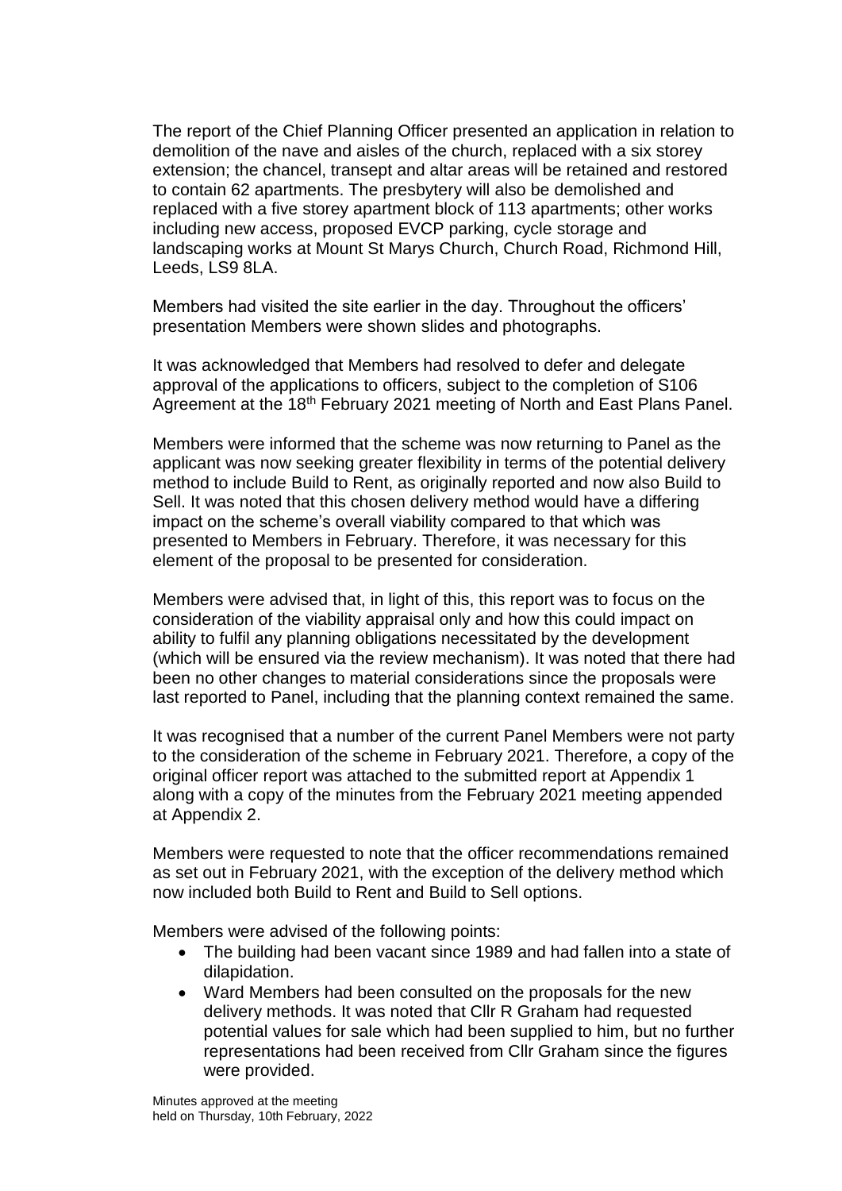The report of the Chief Planning Officer presented an application in relation to demolition of the nave and aisles of the church, replaced with a six storey extension; the chancel, transept and altar areas will be retained and restored to contain 62 apartments. The presbytery will also be demolished and replaced with a five storey apartment block of 113 apartments; other works including new access, proposed EVCP parking, cycle storage and landscaping works at Mount St Marys Church, Church Road, Richmond Hill, Leeds, LS9 8LA.

Members had visited the site earlier in the day. Throughout the officers' presentation Members were shown slides and photographs.

It was acknowledged that Members had resolved to defer and delegate approval of the applications to officers, subject to the completion of S106 Agreement at the 18th February 2021 meeting of North and East Plans Panel.

Members were informed that the scheme was now returning to Panel as the applicant was now seeking greater flexibility in terms of the potential delivery method to include Build to Rent, as originally reported and now also Build to Sell. It was noted that this chosen delivery method would have a differing impact on the scheme's overall viability compared to that which was presented to Members in February. Therefore, it was necessary for this element of the proposal to be presented for consideration.

Members were advised that, in light of this, this report was to focus on the consideration of the viability appraisal only and how this could impact on ability to fulfil any planning obligations necessitated by the development (which will be ensured via the review mechanism). It was noted that there had been no other changes to material considerations since the proposals were last reported to Panel, including that the planning context remained the same.

It was recognised that a number of the current Panel Members were not party to the consideration of the scheme in February 2021. Therefore, a copy of the original officer report was attached to the submitted report at Appendix 1 along with a copy of the minutes from the February 2021 meeting appended at Appendix 2.

Members were requested to note that the officer recommendations remained as set out in February 2021, with the exception of the delivery method which now included both Build to Rent and Build to Sell options.

Members were advised of the following points:

- The building had been vacant since 1989 and had fallen into a state of dilapidation.
- Ward Members had been consulted on the proposals for the new delivery methods. It was noted that Cllr R Graham had requested potential values for sale which had been supplied to him, but no further representations had been received from Cllr Graham since the figures were provided.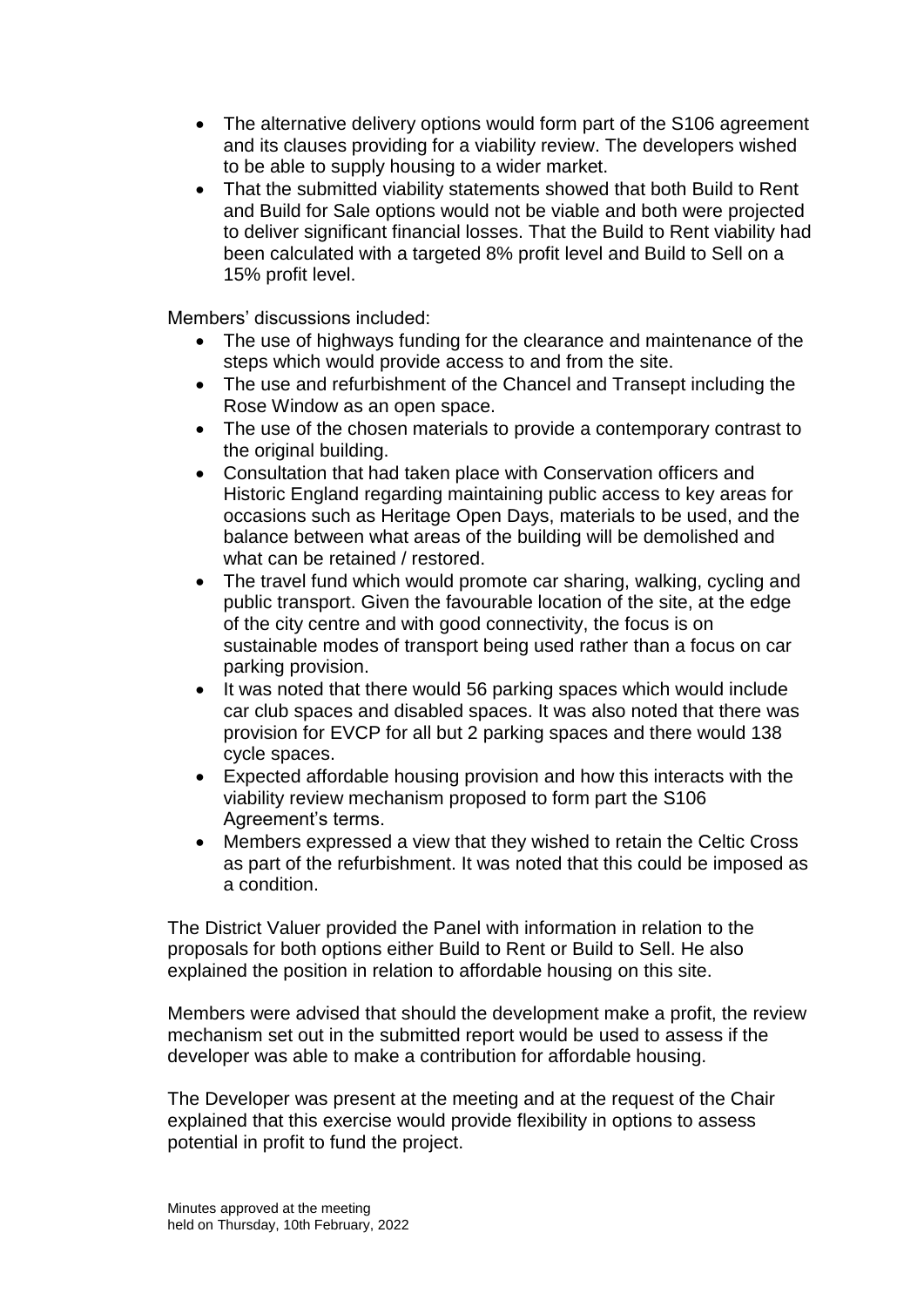- The alternative delivery options would form part of the S106 agreement and its clauses providing for a viability review. The developers wished to be able to supply housing to a wider market.
- That the submitted viability statements showed that both Build to Rent and Build for Sale options would not be viable and both were projected to deliver significant financial losses. That the Build to Rent viability had been calculated with a targeted 8% profit level and Build to Sell on a 15% profit level.

Members' discussions included:

- The use of highways funding for the clearance and maintenance of the steps which would provide access to and from the site.
- The use and refurbishment of the Chancel and Transept including the Rose Window as an open space.
- The use of the chosen materials to provide a contemporary contrast to the original building.
- Consultation that had taken place with Conservation officers and Historic England regarding maintaining public access to key areas for occasions such as Heritage Open Days, materials to be used, and the balance between what areas of the building will be demolished and what can be retained / restored.
- The travel fund which would promote car sharing, walking, cycling and public transport. Given the favourable location of the site, at the edge of the city centre and with good connectivity, the focus is on sustainable modes of transport being used rather than a focus on car parking provision.
- It was noted that there would 56 parking spaces which would include car club spaces and disabled spaces. It was also noted that there was provision for EVCP for all but 2 parking spaces and there would 138 cycle spaces.
- Expected affordable housing provision and how this interacts with the viability review mechanism proposed to form part the S106 Agreement's terms.
- Members expressed a view that they wished to retain the Celtic Cross as part of the refurbishment. It was noted that this could be imposed as a condition.

The District Valuer provided the Panel with information in relation to the proposals for both options either Build to Rent or Build to Sell. He also explained the position in relation to affordable housing on this site.

Members were advised that should the development make a profit, the review mechanism set out in the submitted report would be used to assess if the developer was able to make a contribution for affordable housing.

The Developer was present at the meeting and at the request of the Chair explained that this exercise would provide flexibility in options to assess potential in profit to fund the project.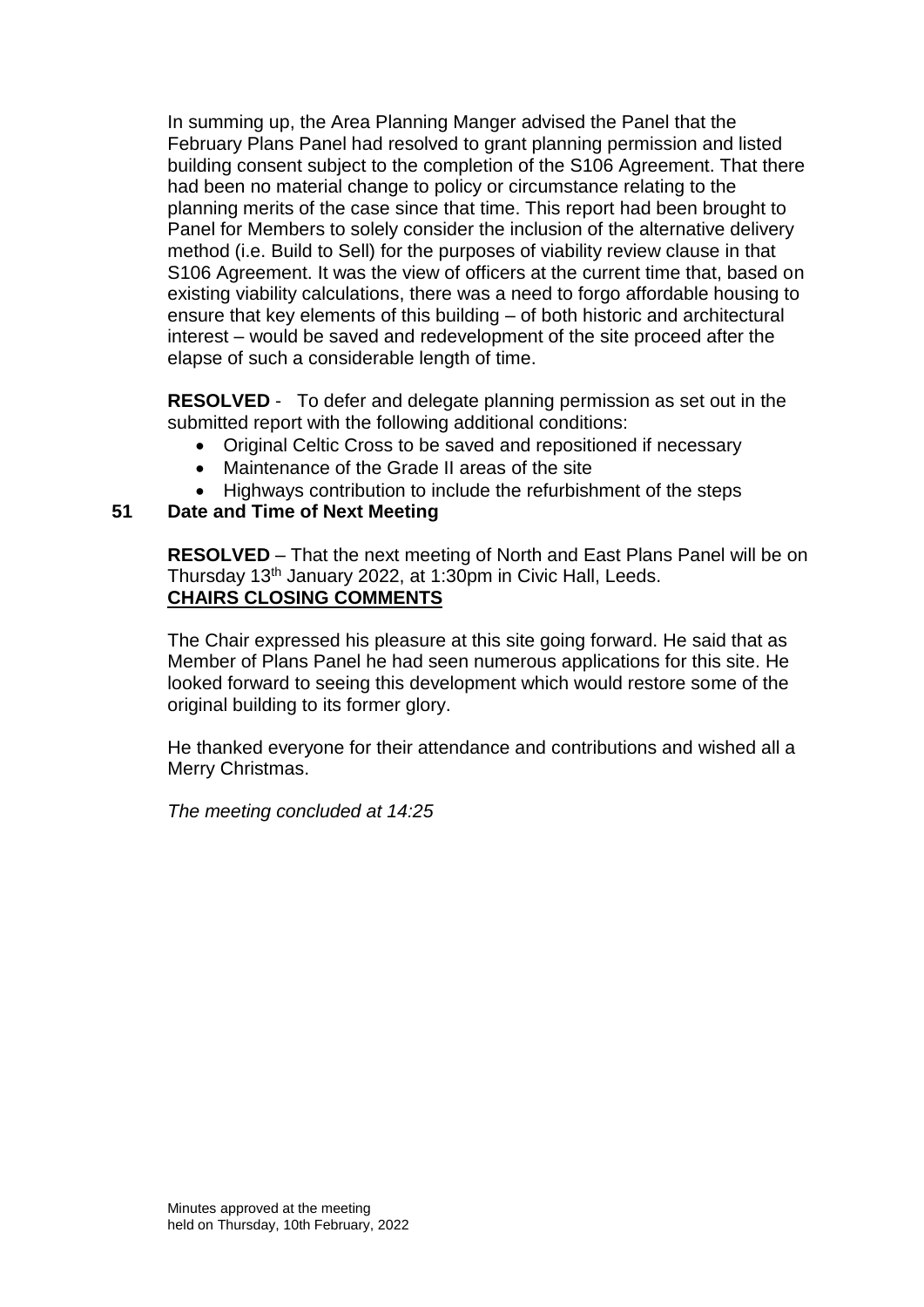In summing up, the Area Planning Manger advised the Panel that the February Plans Panel had resolved to grant planning permission and listed building consent subject to the completion of the S106 Agreement. That there had been no material change to policy or circumstance relating to the planning merits of the case since that time. This report had been brought to Panel for Members to solely consider the inclusion of the alternative delivery method (i.e. Build to Sell) for the purposes of viability review clause in that S106 Agreement. It was the view of officers at the current time that, based on existing viability calculations, there was a need to forgo affordable housing to ensure that key elements of this building – of both historic and architectural interest – would be saved and redevelopment of the site proceed after the elapse of such a considerable length of time.

**RESOLVED** - To defer and delegate planning permission as set out in the submitted report with the following additional conditions:

- Original Celtic Cross to be saved and repositioned if necessary
- Maintenance of the Grade II areas of the site
- Highways contribution to include the refurbishment of the steps

## 51 Date and Time of Next Meeting

**RESOLVED** – That the next meeting of North and East Plans Panel will be on Thursday 13th January 2022, at 1:30pm in Civic Hall, Leeds.

**CHAIRS CLOSING COMMENTS**

The Chair expressed his pleasure at this site going forward. He said that as Member of Plans Panel he had seen numerous applications for this site. He looked forward to seeing this development which would restore some of the original building to its former glory.

He thanked everyone for their attendance and contributions and wished all a Merry Christmas.

*The meeting concluded at 14:25*

Minutes approved at the meeting
held on Thursday, 10th February, 2022